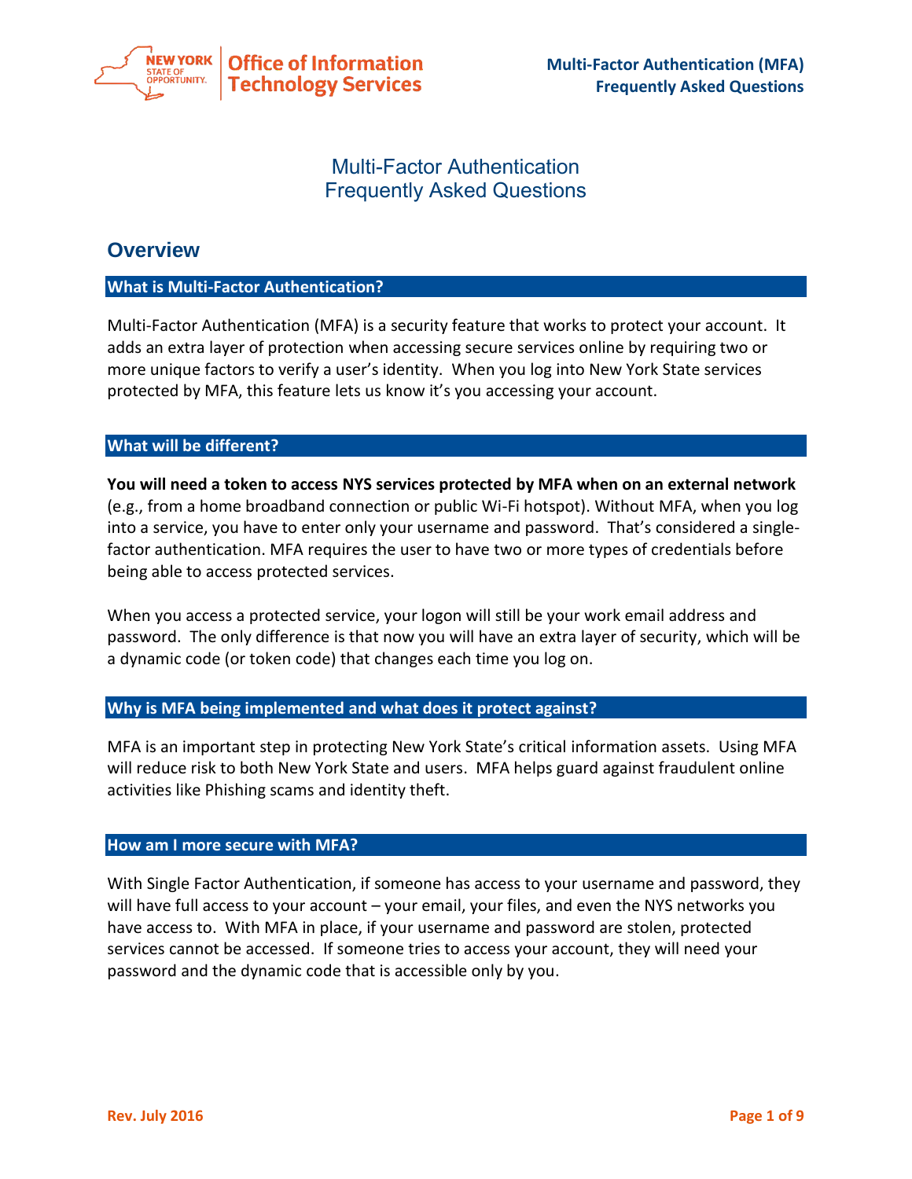# Multi-Factor Authentication Frequently Asked Questions

## Overview

### What is Multi-Factor Authentication?

Multi-Factor Authentication (MFA) is a security feature that works to protect your account. It adds an extra layer of protection when accessing secure services online by requiring two or more unique factors to verify a user's identity. When you log into New York State services protected by MFA, this feature lets us know it's you accessing your account.

### What will be different?

**You will need a token to access NYS services protected by MFA when on an external network** (e.g., from a home broadband connection or public Wi-Fi hotspot). Without MFA, when you log into a service, you have to enter only your username and password. That's considered a single-factor authentication. MFA requires the user to have two or more types of credentials before being able to access protected services.

When you access a protected service, your logon will still be your work email address and password. The only difference is that now you will have an extra layer of security, which will be a dynamic code (or token code) that changes each time you log on.

### Why is MFA being implemented and what does it protect against?

MFA is an important step in protecting New York State's critical information assets. Using MFA will reduce risk to both New York State and users. MFA helps guard against fraudulent online activities like Phishing scams and identity theft.

### How am I more secure with MFA?

With Single Factor Authentication, if someone has access to your username and password, they will have full access to your account – your email, your files, and even the NYS networks you have access to. With MFA in place, if your username and password are stolen, protected services cannot be accessed. If someone tries to access your account, they will need your password and the dynamic code that is accessible only by you.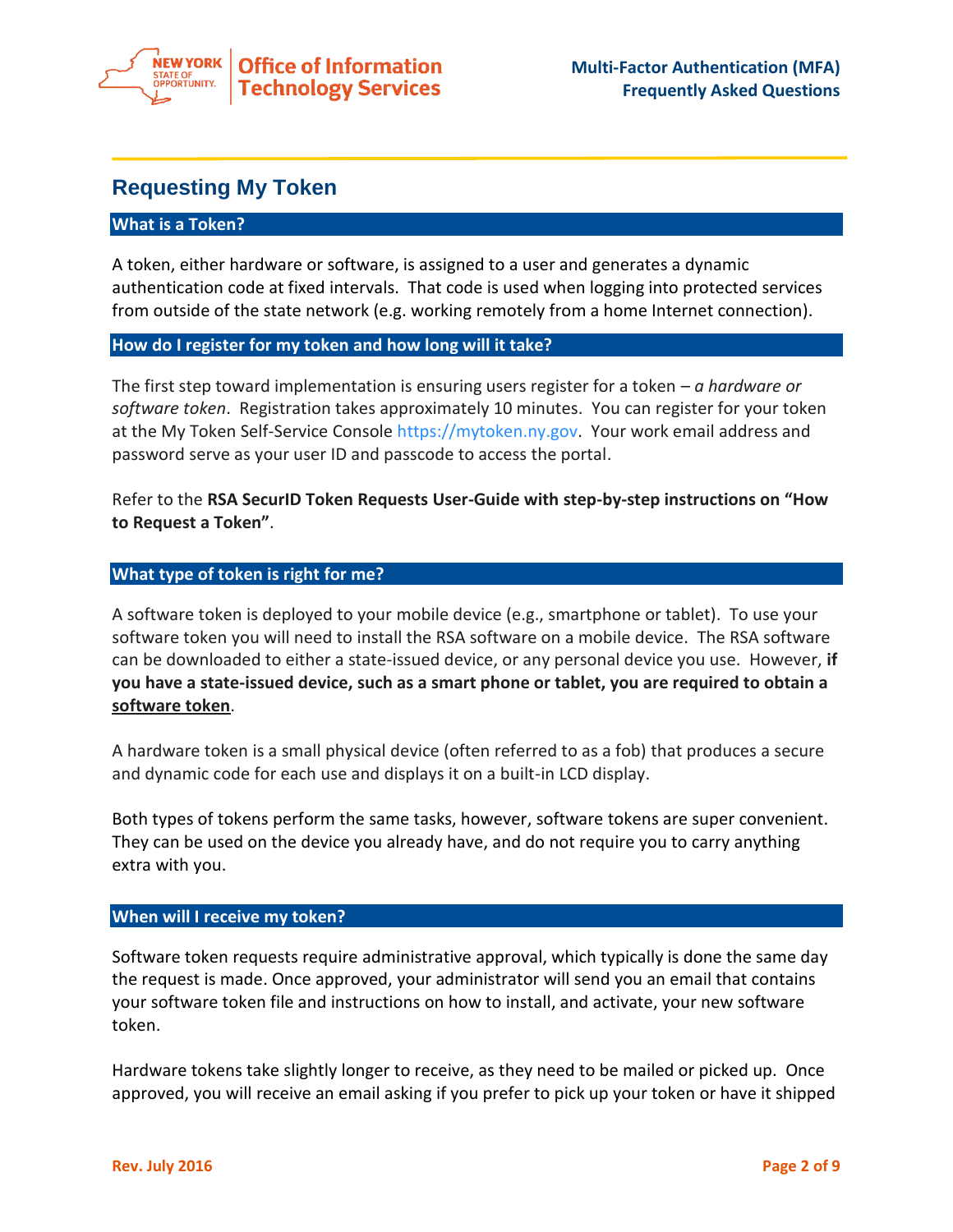# Requesting My Token

## What is a Token?

A token, either hardware or software, is assigned to a user and generates a dynamic authentication code at fixed intervals. That code is used when logging into protected services from outside of the state network (e.g. working remotely from a home Internet connection).

## How do I register for my token and how long will it take?

The first step toward implementation is ensuring users register for a token – *a hardware or software token*. Registration takes approximately 10 minutes. You can register for your token at the My Token Self-Service Console https://mytoken.ny.gov. Your work email address and password serve as your user ID and passcode to access the portal.

Refer to the **RSA SecurID Token Requests User-Guide with step-by-step instructions on "How to Request a Token"**.

## What type of token is right for me?

A software token is deployed to your mobile device (e.g., smartphone or tablet). To use your software token you will need to install the RSA software on a mobile device. The RSA software can be downloaded to either a state-issued device, or any personal device you use. However, **if you have a state-issued device, such as a smart phone or tablet, you are required to obtain a <u>software token</u>**.

A hardware token is a small physical device (often referred to as a fob) that produces a secure and dynamic code for each use and displays it on a built-in LCD display.

Both types of tokens perform the same tasks, however, software tokens are super convenient. They can be used on the device you already have, and do not require you to carry anything extra with you.

## When will I receive my token?

Software token requests require administrative approval, which typically is done the same day the request is made. Once approved, your administrator will send you an email that contains your software token file and instructions on how to install, and activate, your new software token.

Hardware tokens take slightly longer to receive, as they need to be mailed or picked up. Once approved, you will receive an email asking if you prefer to pick up your token or have it shipped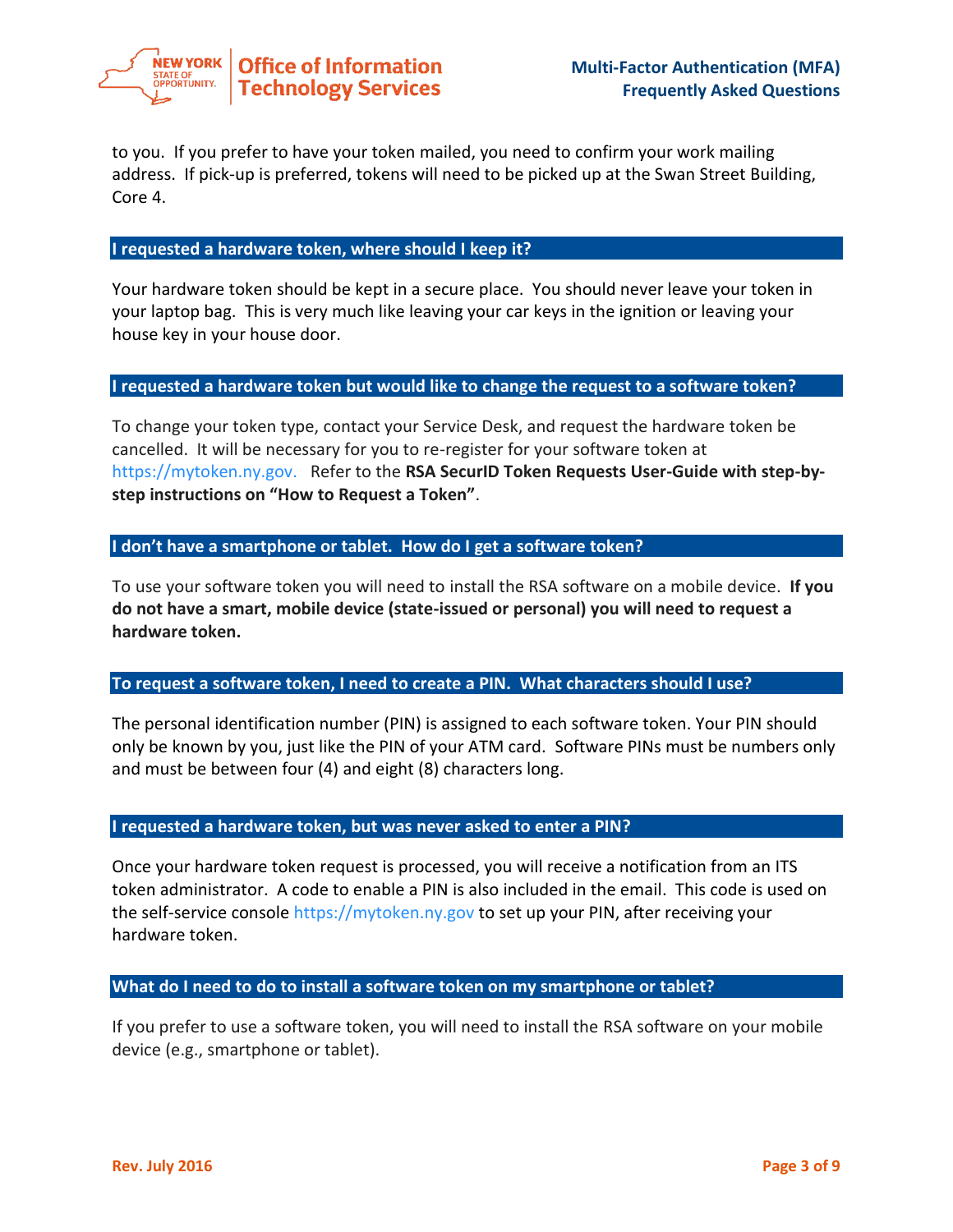to you. If you prefer to have your token mailed, you need to confirm your work mailing address. If pick-up is preferred, tokens will need to be picked up at the Swan Street Building, Core 4.

## I requested a hardware token, where should I keep it?

Your hardware token should be kept in a secure place. You should never leave your token in your laptop bag. This is very much like leaving your car keys in the ignition or leaving your house key in your house door.

## I requested a hardware token but would like to change the request to a software token?

To change your token type, contact your Service Desk, and request the hardware token be cancelled. It will be necessary for you to re-register for your software token at https://mytoken.ny.gov. Refer to the **RSA SecurID Token Requests User-Guide with step-by-step instructions on "How to Request a Token"**.

## I don't have a smartphone or tablet. How do I get a software token?

To use your software token you will need to install the RSA software on a mobile device. **If you do not have a smart, mobile device (state-issued or personal) you will need to request a hardware token.**

## To request a software token, I need to create a PIN. What characters should I use?

The personal identification number (PIN) is assigned to each software token. Your PIN should only be known by you, just like the PIN of your ATM card. Software PINs must be numbers only and must be between four (4) and eight (8) characters long.

## I requested a hardware token, but was never asked to enter a PIN?

Once your hardware token request is processed, you will receive a notification from an ITS token administrator. A code to enable a PIN is also included in the email. This code is used on the self-service console https://mytoken.ny.gov to set up your PIN, after receiving your hardware token.

## What do I need to do to install a software token on my smartphone or tablet?

If you prefer to use a software token, you will need to install the RSA software on your mobile device (e.g., smartphone or tablet).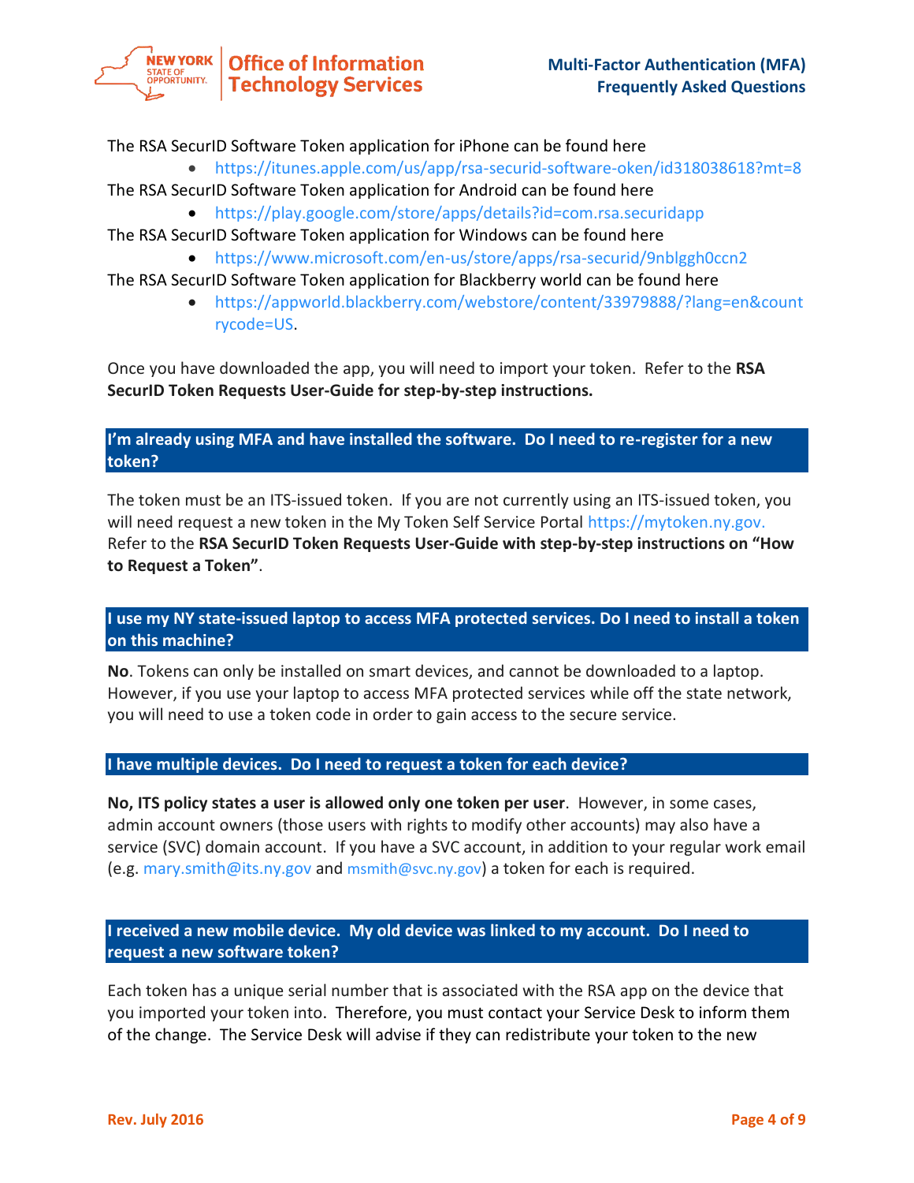The RSA SecurID Software Token application for iPhone can be found here

- https://itunes.apple.com/us/app/rsa-securid-software-oken/id318038618?mt=8

The RSA SecurID Software Token application for Android can be found here

- https://play.google.com/store/apps/details?id=com.rsa.securidapp

The RSA SecurID Software Token application for Windows can be found here

- https://www.microsoft.com/en-us/store/apps/rsa-securid/9nblggh0ccn2

The RSA SecurID Software Token application for Blackberry world can be found here

- https://appworld.blackberry.com/webstore/content/33979888/?lang=en&countrycode=US.

Once you have downloaded the app, you will need to import your token. Refer to the **RSA SecurID Token Requests User-Guide for step-by-step instructions.**

## I'm already using MFA and have installed the software. Do I need to re-register for a new token?

The token must be an ITS-issued token. If you are not currently using an ITS-issued token, you will need request a new token in the My Token Self Service Portal https://mytoken.ny.gov. Refer to the **RSA SecurID Token Requests User-Guide with step-by-step instructions on "How to Request a Token"**.

## I use my NY state-issued laptop to access MFA protected services. Do I need to install a token on this machine?

**No**. Tokens can only be installed on smart devices, and cannot be downloaded to a laptop. However, if you use your laptop to access MFA protected services while off the state network, you will need to use a token code in order to gain access to the secure service.

## I have multiple devices. Do I need to request a token for each device?

**No, ITS policy states a user is allowed only one token per user**. However, in some cases, admin account owners (those users with rights to modify other accounts) may also have a service (SVC) domain account. If you have a SVC account, in addition to your regular work email (e.g. mary.smith@its.ny.gov and msmith@svc.ny.gov) a token for each is required.

## I received a new mobile device. My old device was linked to my account. Do I need to request a new software token?

Each token has a unique serial number that is associated with the RSA app on the device that you imported your token into. Therefore, you must contact your Service Desk to inform them of the change. The Service Desk will advise if they can redistribute your token to the new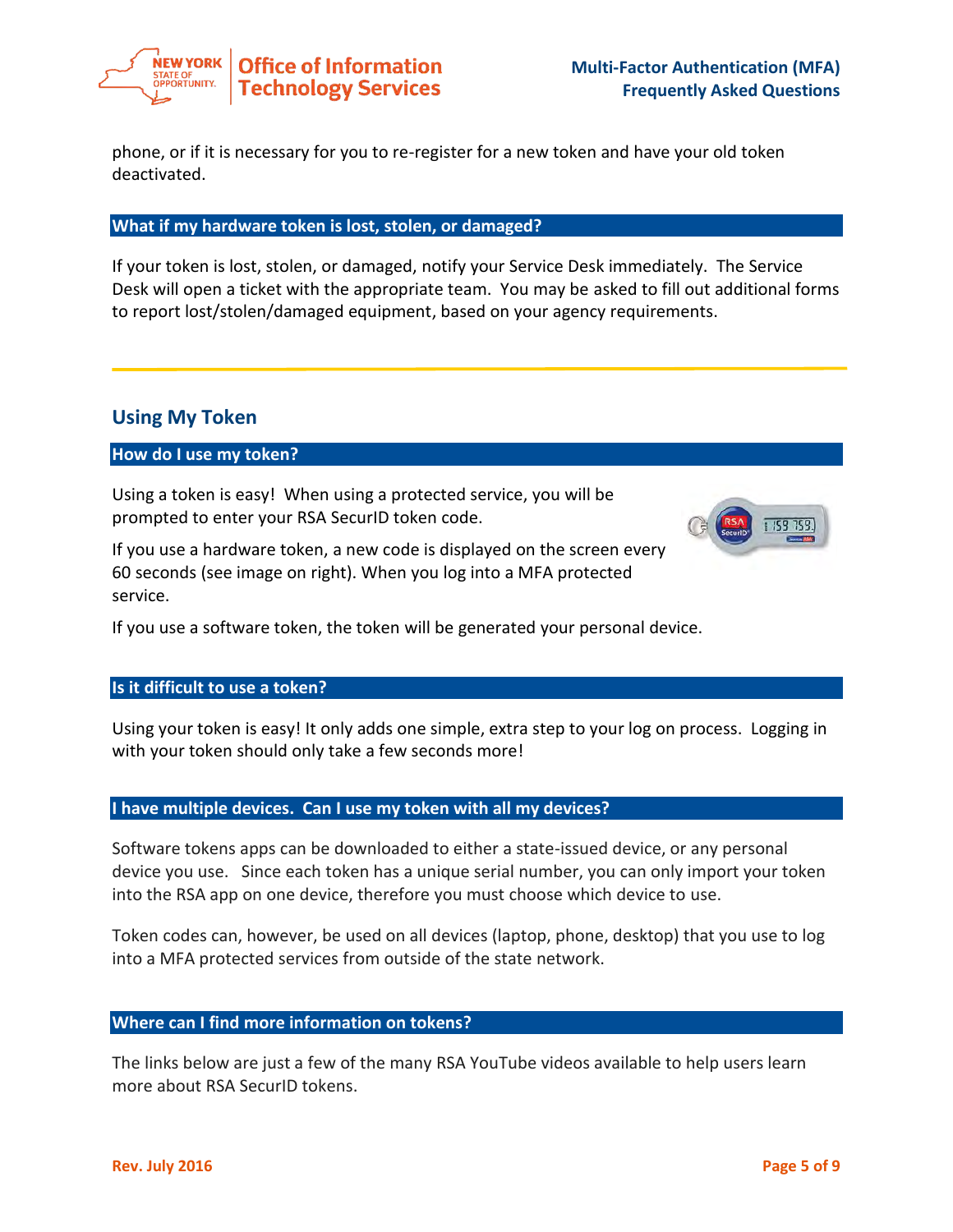phone, or if it is necessary for you to re-register for a new token and have your old token deactivated.

### What if my hardware token is lost, stolen, or damaged?

If your token is lost, stolen, or damaged, notify your Service Desk immediately. The Service Desk will open a ticket with the appropriate team. You may be asked to fill out additional forms to report lost/stolen/damaged equipment, based on your agency requirements.

---

## Using My Token

### How do I use my token?

Using a token is easy! When using a protected service, you will be prompted to enter your RSA SecurID token code.

If you use a hardware token, a new code is displayed on the screen every 60 seconds (see image on right). When you log into a MFA protected service.

If you use a software token, the token will be generated your personal device.

### Is it difficult to use a token?

Using your token is easy! It only adds one simple, extra step to your log on process. Logging in with your token should only take a few seconds more!

### I have multiple devices. Can I use my token with all my devices?

Software tokens apps can be downloaded to either a state-issued device, or any personal device you use. Since each token has a unique serial number, you can only import your token into the RSA app on one device, therefore you must choose which device to use.

Token codes can, however, be used on all devices (laptop, phone, desktop) that you use to log into a MFA protected services from outside of the state network.

### Where can I find more information on tokens?

The links below are just a few of the many RSA YouTube videos available to help users learn more about RSA SecurID tokens.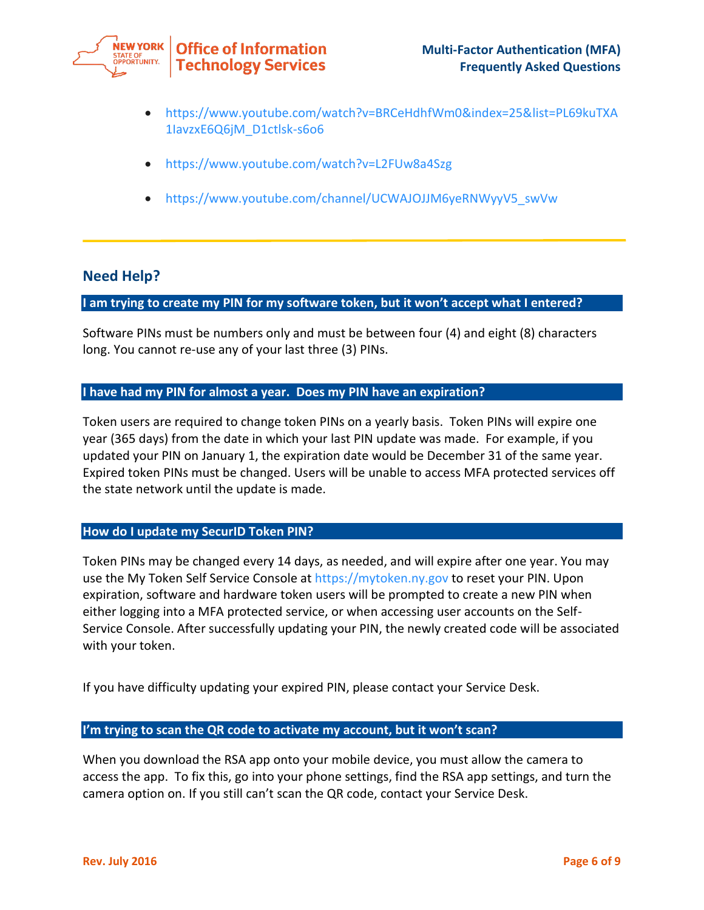- https://www.youtube.com/watch?v=BRCeHdhfWm0&index=25&list=PL69kuTXA1IavzxE6Q6jM_D1ctlsk-s6o6
- https://www.youtube.com/watch?v=L2FUw8a4Szg
- https://www.youtube.com/channel/UCWAJOJJM6yeRNWyyV5_swVw

---

## Need Help?

### I am trying to create my PIN for my software token, but it won't accept what I entered?

Software PINs must be numbers only and must be between four (4) and eight (8) characters long. You cannot re-use any of your last three (3) PINs.

### I have had my PIN for almost a year. Does my PIN have an expiration?

Token users are required to change token PINs on a yearly basis. Token PINs will expire one year (365 days) from the date in which your last PIN update was made. For example, if you updated your PIN on January 1, the expiration date would be December 31 of the same year. Expired token PINs must be changed. Users will be unable to access MFA protected services off the state network until the update is made.

### How do I update my SecurID Token PIN?

Token PINs may be changed every 14 days, as needed, and will expire after one year. You may use the My Token Self Service Console at https://mytoken.ny.gov to reset your PIN. Upon expiration, software and hardware token users will be prompted to create a new PIN when either logging into a MFA protected service, or when accessing user accounts on the Self-Service Console. After successfully updating your PIN, the newly created code will be associated with your token.

If you have difficulty updating your expired PIN, please contact your Service Desk.

### I'm trying to scan the QR code to activate my account, but it won't scan?

When you download the RSA app onto your mobile device, you must allow the camera to access the app. To fix this, go into your phone settings, find the RSA app settings, and turn the camera option on. If you still can't scan the QR code, contact your Service Desk.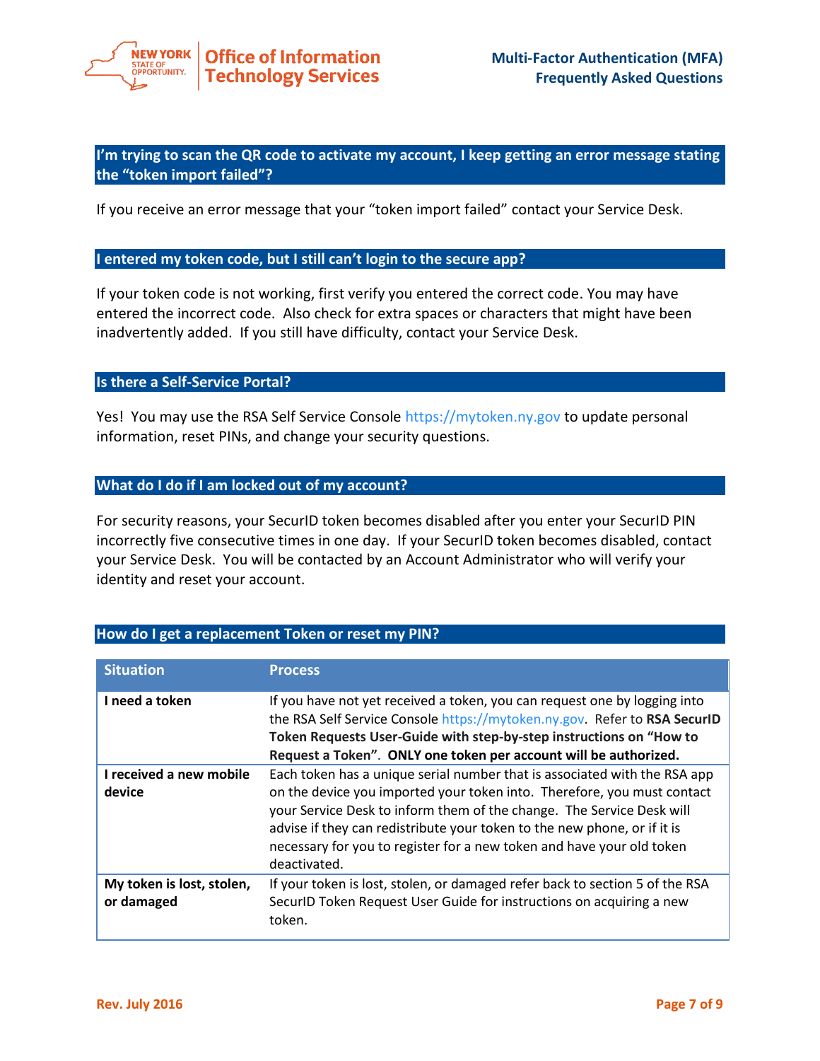## I'm trying to scan the QR code to activate my account, I keep getting an error message stating the "token import failed"?

If you receive an error message that your "token import failed" contact your Service Desk.

## I entered my token code, but I still can't login to the secure app?

If your token code is not working, first verify you entered the correct code. You may have entered the incorrect code. Also check for extra spaces or characters that might have been inadvertently added. If you still have difficulty, contact your Service Desk.

## Is there a Self-Service Portal?

Yes! You may use the RSA Self Service Console https://mytoken.ny.gov to update personal information, reset PINs, and change your security questions.

## What do I do if I am locked out of my account?

For security reasons, your SecurID token becomes disabled after you enter your SecurID PIN incorrectly five consecutive times in one day. If your SecurID token becomes disabled, contact your Service Desk. You will be contacted by an Account Administrator who will verify your identity and reset your account.

## How do I get a replacement Token or reset my PIN?

| Situation | Process |
|---|---|
| **I need a token** | If you have not yet received a token, you can request one by logging into the RSA Self Service Console https://mytoken.ny.gov. Refer to **RSA SecurID Token Requests User-Guide with step-by-step instructions on "How to Request a Token"**. **ONLY one token per account will be authorized.** |
| **I received a new mobile device** | Each token has a unique serial number that is associated with the RSA app on the device you imported your token into. Therefore, you must contact your Service Desk to inform them of the change. The Service Desk will advise if they can redistribute your token to the new phone, or if it is necessary for you to register for a new token and have your old token deactivated. |
| **My token is lost, stolen, or damaged** | If your token is lost, stolen, or damaged refer back to section 5 of the RSA SecurID Token Request User Guide for instructions on acquiring a new token. |

Rev. July 2016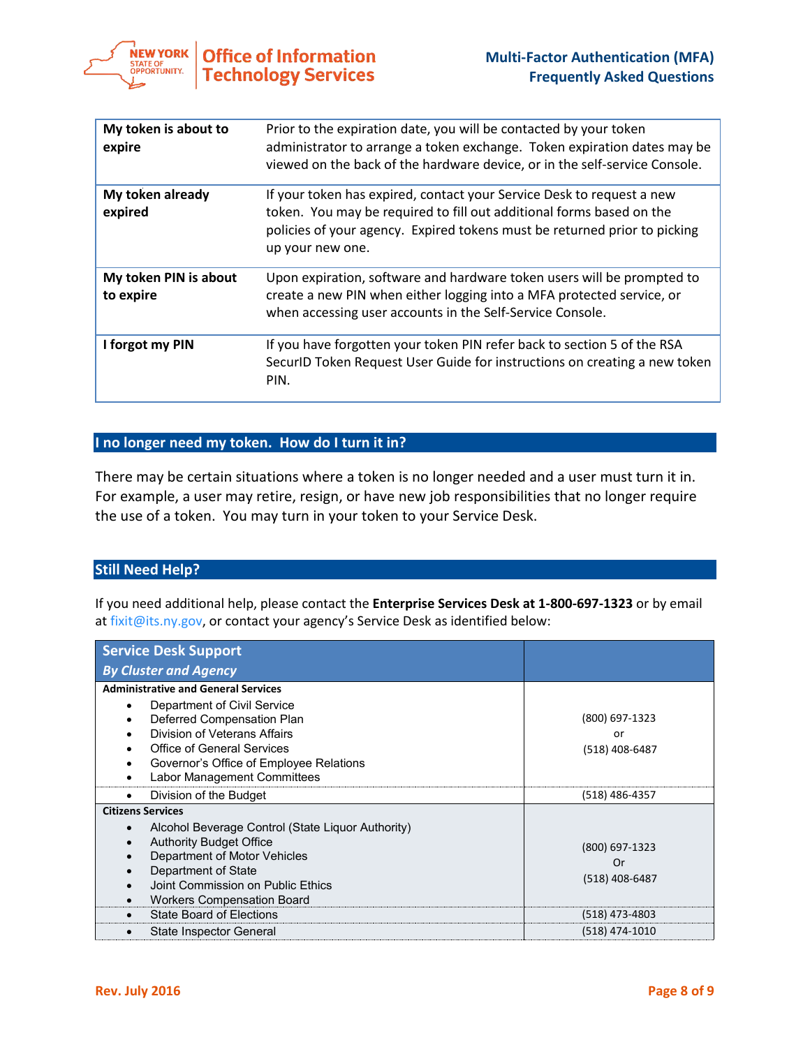| My token is about to expire | Prior to the expiration date, you will be contacted by your token administrator to arrange a token exchange. Token expiration dates may be viewed on the back of the hardware device, or in the self-service Console. |
|---|---|
| My token already expired | If your token has expired, contact your Service Desk to request a new token. You may be required to fill out additional forms based on the policies of your agency. Expired tokens must be returned prior to picking up your new one. |
| My token PIN is about to expire | Upon expiration, software and hardware token users will be prompted to create a new PIN when either logging into a MFA protected service, or when accessing user accounts in the Self-Service Console. |
| I forgot my PIN | If you have forgotten your token PIN refer back to section 5 of the RSA SecurID Token Request User Guide for instructions on creating a new token PIN. |

## I no longer need my token. How do I turn it in?

There may be certain situations where a token is no longer needed and a user must turn it in. For example, a user may retire, resign, or have new job responsibilities that no longer require the use of a token. You may turn in your token to your Service Desk.

## Still Need Help?

If you need additional help, please contact the **Enterprise Services Desk at 1-800-697-1323** or by email at fixit@its.ny.gov, or contact your agency's Service Desk as identified below:

| **Service Desk Support** *By Cluster and Agency* | |
|---|---|
| **Administrative and General Services** | |
| • Department of Civil Service<br>• Deferred Compensation Plan<br>• Division of Veterans Affairs<br>• Office of General Services<br>• Governor's Office of Employee Relations<br>• Labor Management Committees | (800) 697-1323 or (518) 408-6487 |
| • Division of the Budget | (518) 486-4357 |
| **Citizens Services** | |
| • Alcohol Beverage Control (State Liquor Authority)<br>• Authority Budget Office<br>• Department of Motor Vehicles<br>• Department of State<br>• Joint Commission on Public Ethics<br>• Workers Compensation Board | (800) 697-1323 Or (518) 408-6487 |
| • State Board of Elections | (518) 473-4803 |
| • State Inspector General | (518) 474-1010 |

Rev. July 2016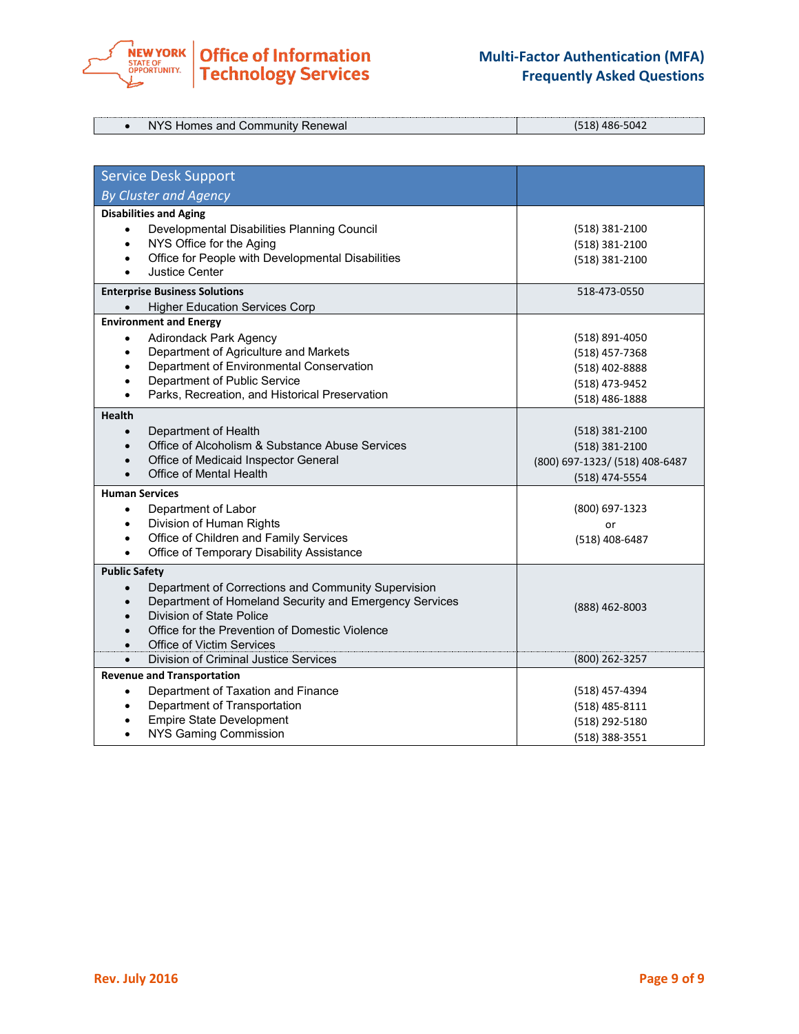| | |
|---|---|
| • NYS Homes and Community Renewal | (518) 486-5042 |

| Service Desk Support *By Cluster and Agency* | |
|---|---|
| **Disabilities and Aging** | |
| • Developmental Disabilities Planning Council | (518) 381-2100 |
| • NYS Office for the Aging | (518) 381-2100 |
| • Office for People with Developmental Disabilities | (518) 381-2100 |
| • Justice Center | |
| **Enterprise Business Solutions** | 518-473-0550 |
| • Higher Education Services Corp | |
| **Environment and Energy** | |
| • Adirondack Park Agency | (518) 891-4050 |
| • Department of Agriculture and Markets | (518) 457-7368 |
| • Department of Environmental Conservation | (518) 402-8888 |
| • Department of Public Service | (518) 473-9452 |
| • Parks, Recreation, and Historical Preservation | (518) 486-1888 |
| **Health** | |
| • Department of Health | (518) 381-2100 |
| • Office of Alcoholism & Substance Abuse Services | (518) 381-2100 |
| • Office of Medicaid Inspector General | (800) 697-1323/ (518) 408-6487 |
| • Office of Mental Health | (518) 474-5554 |
| **Human Services** | |
| • Department of Labor<br>• Division of Human Rights<br>• Office of Children and Family Services<br>• Office of Temporary Disability Assistance | (800) 697-1323<br>or<br>(518) 408-6487 |
| **Public Safety** | |
| • Department of Corrections and Community Supervision<br>• Department of Homeland Security and Emergency Services<br>• Division of State Police<br>• Office for the Prevention of Domestic Violence<br>• Office of Victim Services | (888) 462-8003 |
| • Division of Criminal Justice Services | (800) 262-3257 |
| **Revenue and Transportation** | |
| • Department of Taxation and Finance | (518) 457-4394 |
| • Department of Transportation | (518) 485-8111 |
| • Empire State Development | (518) 292-5180 |
| • NYS Gaming Commission | (518) 388-3551 |